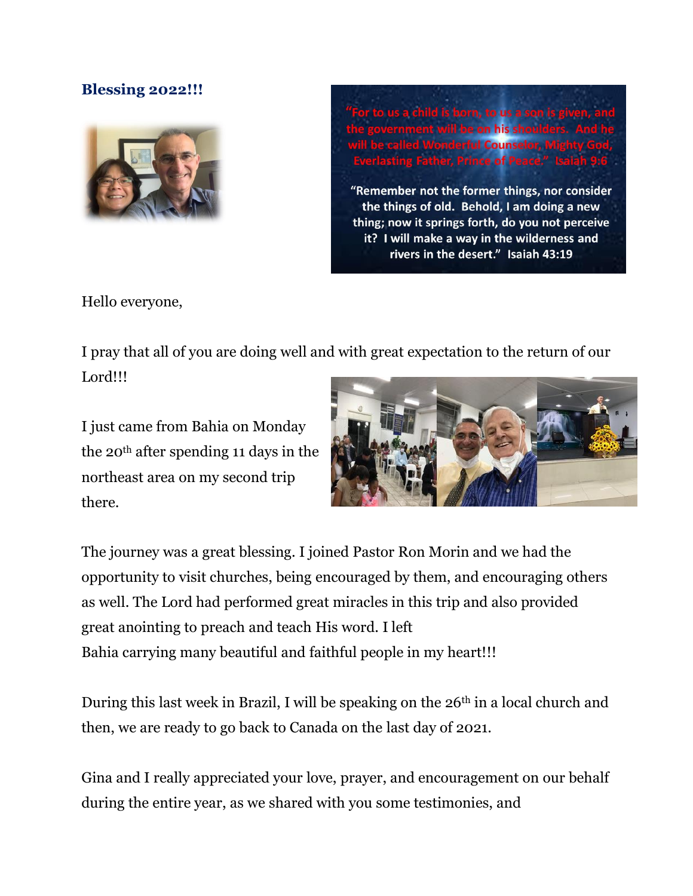**Blessing 2022!!!**

"For to us a child is born, to us a son is given, and the government will be on his shoulders. And he will be called Wonderful Counselor, Mighty God, Everlasting Father, Prince of Peace." Isaiah 9:6

"Remember not the former things, nor consider the things of old. Behold, I am doing a new thing; now it springs forth, do you not perceive it? I will make a way in the wilderness and rivers in the desert." Isaiah 43:19

Hello everyone,

I pray that all of you are doing well and with great expectation to the return of our Lord!!!

I just came from Bahia on Monday the 20th after spending 11 days in the northeast area on my second trip there.

The journey was a great blessing. I joined Pastor Ron Morin and we had the opportunity to visit churches, being encouraged by them, and encouraging others as well. The Lord had performed great miracles in this trip and also provided great anointing to preach and teach His word. I left Bahia carrying many beautiful and faithful people in my heart!!!

During this last week in Brazil, I will be speaking on the 26th in a local church and then, we are ready to go back to Canada on the last day of 2021.

Gina and I really appreciated your love, prayer, and encouragement on our behalf during the entire year, as we shared with you some testimonies, and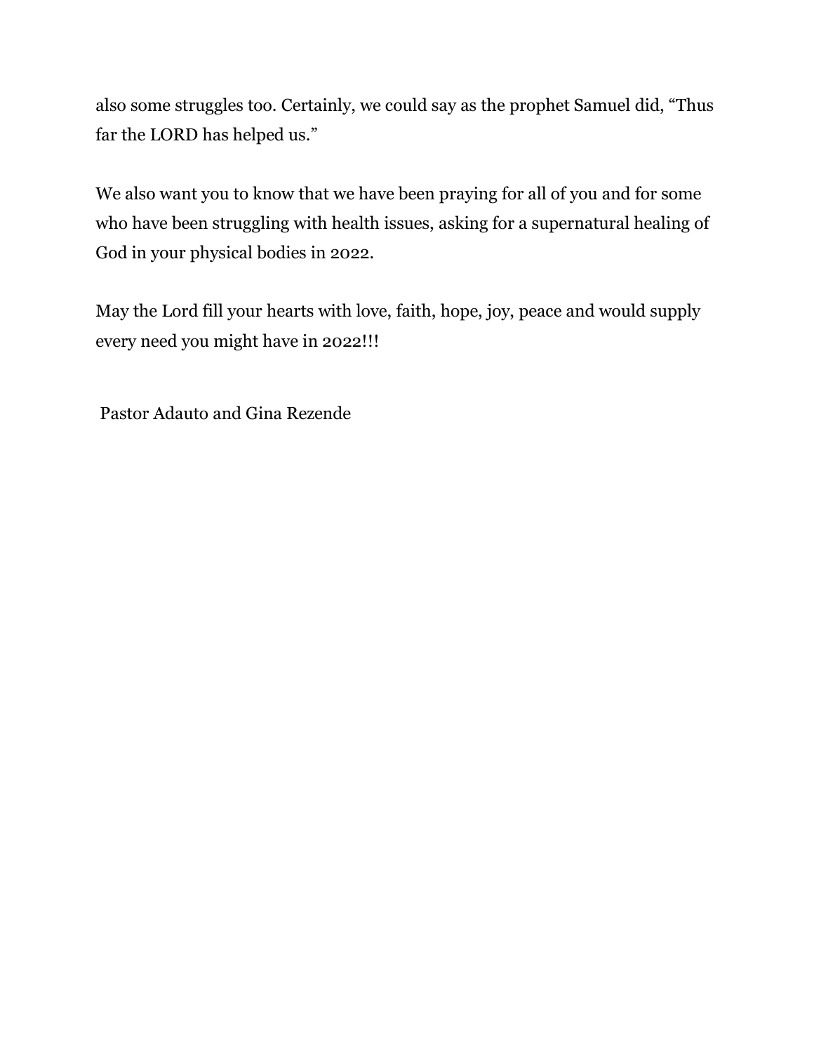also some struggles too. Certainly, we could say as the prophet Samuel did, "Thus far the LORD has helped us."

We also want you to know that we have been praying for all of you and for some who have been struggling with health issues, asking for a supernatural healing of God in your physical bodies in 2022.

May the Lord fill your hearts with love, faith, hope, joy, peace and would supply every need you might have in 2022!!!

Pastor Adauto and Gina Rezende